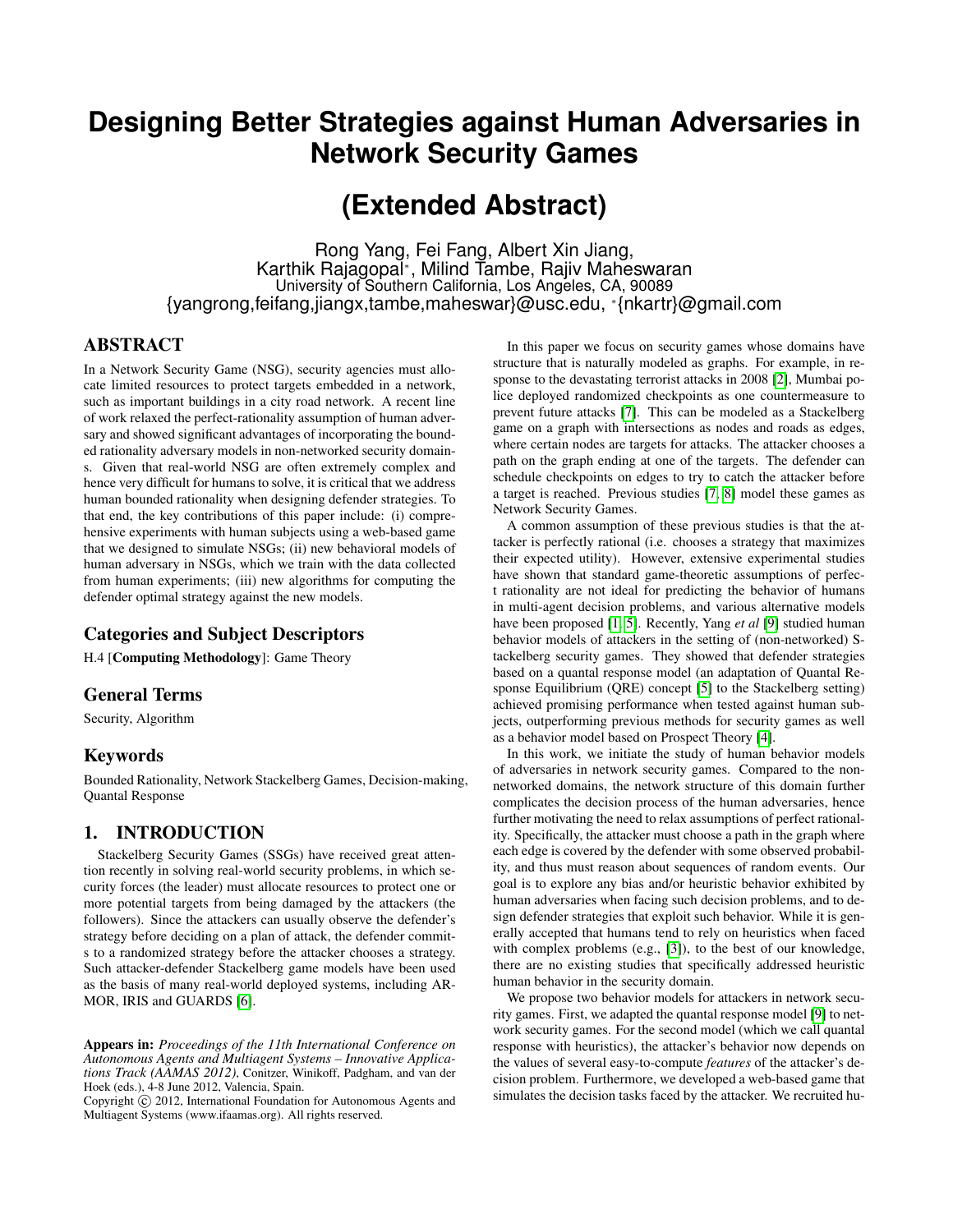# Designing Better Strategies against Human Adversaries in Network Security Games

## (Extended Abstract)

Rong Yang, Fei Fang, Albert Xin Jiang,
Karthik Rajagopal*, Milind Tambe, Rajiv Maheswaran
University of Southern California, Los Angeles, CA, 90089
{yangrong,feifang,jiangx,tambe,maheswar}@usc.edu, *{nkartr}@gmail.com

## ABSTRACT

In a Network Security Game (NSG), security agencies must allocate limited resources to protect targets embedded in a network, such as important buildings in a city road network. A recent line of work relaxed the perfect-rationality assumption of human adversary and showed significant advantages of incorporating the bounded rationality adversary models in non-networked security domains. Given that real-world NSG are often extremely complex and hence very difficult for humans to solve, it is critical that we address human bounded rationality when designing defender strategies. To that end, the key contributions of this paper include: (i) comprehensive experiments with human subjects using a web-based game that we designed to simulate NSGs; (ii) new behavioral models of human adversary in NSGs, which we train with the data collected from human experiments; (iii) new algorithms for computing the defender optimal strategy against the new models.

### Categories and Subject Descriptors

H.4 [**Computing Methodology**]: Game Theory

### General Terms

Security, Algorithm

### Keywords

Bounded Rationality, Network Stackelberg Games, Decision-making, Quantal Response

## 1. INTRODUCTION

Stackelberg Security Games (SSGs) have received great attention recently in solving real-world security problems, in which security forces (the leader) must allocate resources to protect one or more potential targets from being damaged by the attackers (the followers). Since the attackers can usually observe the defender's strategy before deciding on a plan of attack, the defender commits to a randomized strategy before the attacker chooses a strategy. Such attacker-defender Stackelberg game models have been used as the basis of many real-world deployed systems, including ARMOR, IRIS and GUARDS [6].

In this paper we focus on security games whose domains have structure that is naturally modeled as graphs. For example, in response to the devastating terrorist attacks in 2008 [2], Mumbai police deployed randomized checkpoints as one countermeasure to prevent future attacks [7]. This can be modeled as a Stackelberg game on a graph with intersections as nodes and roads as edges, where certain nodes are targets for attacks. The attacker chooses a path on the graph ending at one of the targets. The defender can schedule checkpoints on edges to try to catch the attacker before a target is reached. Previous studies [7, 8] model these games as Network Security Games.

A common assumption of these previous studies is that the attacker is perfectly rational (i.e. chooses a strategy that maximizes their expected utility). However, extensive experimental studies have shown that standard game-theoretic assumptions of perfect rationality are not ideal for predicting the behavior of humans in multi-agent decision problems, and various alternative models have been proposed [1, 5]. Recently, Yang *et al* [9] studied human behavior models of attackers in the setting of (non-networked) Stackelberg security games. They showed that defender strategies based on a quantal response model (an adaptation of Quantal Response Equilibrium (QRE) concept [5] to the Stackelberg setting) achieved promising performance when tested against human subjects, outperforming previous methods for security games as well as a behavior model based on Prospect Theory [4].

In this work, we initiate the study of human behavior models of adversaries in network security games. Compared to the non-networked domains, the network structure of this domain further complicates the decision process of the human adversaries, hence further motivating the need to relax assumptions of perfect rationality. Specifically, the attacker must choose a path in the graph where each edge is covered by the defender with some observed probability, and thus must reason about sequences of random events. Our goal is to explore any bias and/or heuristic behavior exhibited by human adversaries when facing such decision problems, and to design defender strategies that exploit such behavior. While it is generally accepted that humans tend to rely on heuristics when faced with complex problems (e.g., [3]), to the best of our knowledge, there are no existing studies that specifically addressed heuristic human behavior in the security domain.

We propose two behavior models for attackers in network security games. First, we adapted the quantal response model [9] to network security games. For the second model (which we call quantal response with heuristics), the attacker's behavior now depends on the values of several easy-to-compute *features* of the attacker's decision problem. Furthermore, we developed a web-based game that simulates the decision tasks faced by the attacker. We recruited hu-

**Appears in:** *Proceedings of the 11th International Conference on Autonomous Agents and Multiagent Systems – Innovative Applications Track (AAMAS 2012)*, Conitzer, Winikoff, Padgham, and van der Hoek (eds.), 4-8 June 2012, Valencia, Spain.
Copyright © 2012, International Foundation for Autonomous Agents and Multiagent Systems (www.ifaamas.org). All rights reserved.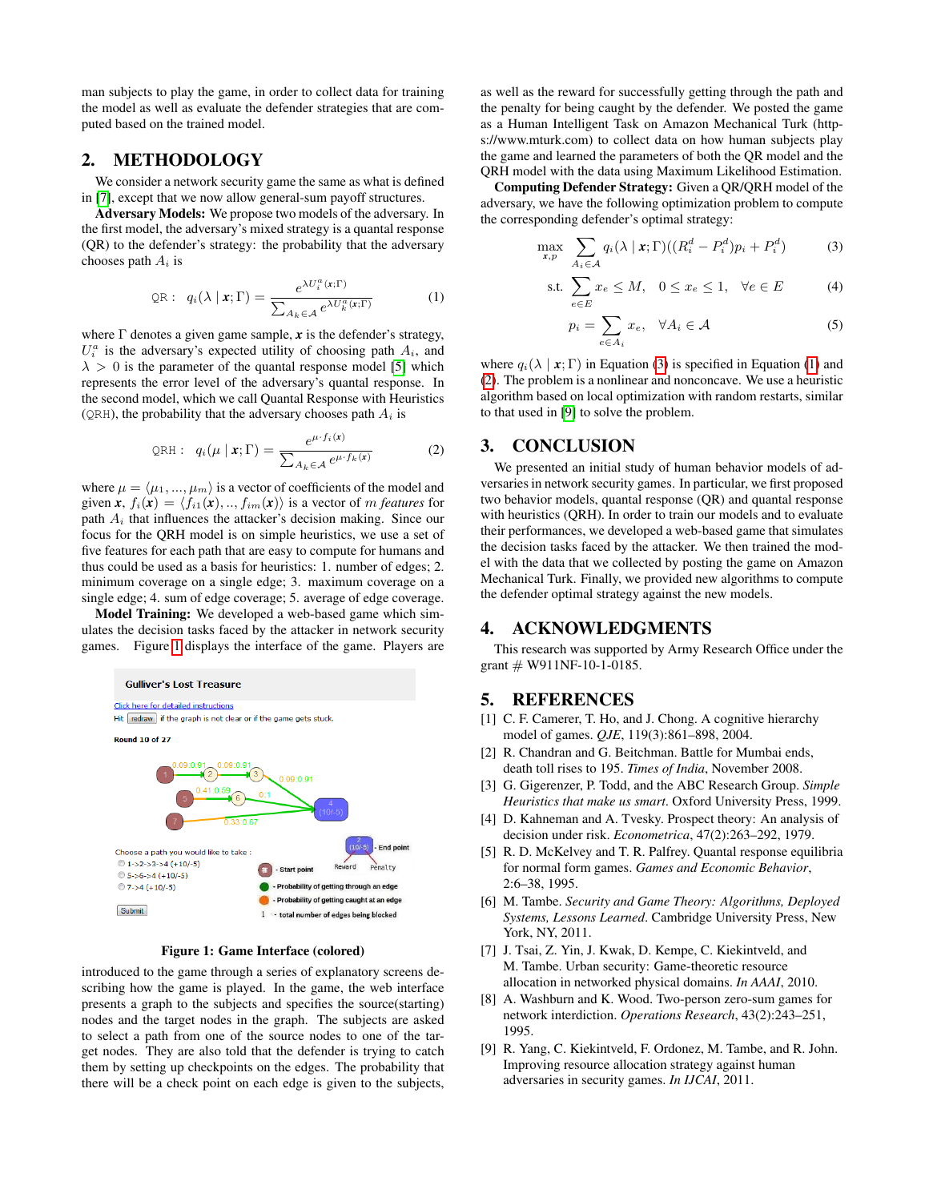man subjects to play the game, in order to collect data for training the model as well as evaluate the defender strategies that are computed based on the trained model.

## 2. METHODOLOGY

We consider a network security game the same as what is defined in [7], except that we now allow general-sum payoff structures.

**Adversary Models:** We propose two models of the adversary. In the first model, the adversary's mixed strategy is a quantal response (QR) to the defender's strategy: the probability that the adversary chooses path $A_i$ is

$$\texttt{QR}: \quad q_i(\lambda \mid \boldsymbol{x}; \Gamma) = \frac{e^{\lambda U_i^a(\boldsymbol{x};\Gamma)}}{\sum_{A_k \in \mathcal{A}} e^{\lambda U_k^a(\boldsymbol{x};\Gamma)}} \tag{1}$$

where $\Gamma$ denotes a given game sample, $\boldsymbol{x}$ is the defender's strategy, $U_i^a$ is the adversary's expected utility of choosing path $A_i$, and $\lambda > 0$ is the parameter of the quantal response model [5] which represents the error level of the adversary's quantal response. In the second model, which we call Quantal Response with Heuristics (QRH), the probability that the adversary chooses path $A_i$ is

$$\texttt{QRH}: \quad q_i(\mu \mid \boldsymbol{x}; \Gamma) = \frac{e^{\mu \cdot f_i(\boldsymbol{x})}}{\sum_{A_k \in \mathcal{A}} e^{\mu \cdot f_k(\boldsymbol{x})}} \tag{2}$$

where $\mu = \langle \mu_1, ..., \mu_m \rangle$ is a vector of coefficients of the model and given $\boldsymbol{x}$, $f_i(\boldsymbol{x}) = \langle f_{i1}(\boldsymbol{x}), ..., f_{im}(\boldsymbol{x}) \rangle$ is a vector of $m$ *features* for path $A_i$ that influences the attacker's decision making. Since our focus for the QRH model is on simple heuristics, we use a set of five features for each path that are easy to compute for humans and thus could be used as a basis for heuristics: 1. number of edges; 2. minimum coverage on a single edge; 3. maximum coverage on a single edge; 4. sum of edge coverage; 5. average of edge coverage.

**Model Training:** We developed a web-based game which simulates the decision tasks faced by the attacker in network security games. Figure 1 displays the interface of the game. Players are

Gulliver's Lost Treasure
Click here for detailed instructions
Hit redraw if the graph is not clear or if the game gets stuck.
Round 10 of 27
0.09 0.91
0.09 0.91
0.09 0.91
0.41 0.69
0 1
0.33 0.67
4 (10/-5)
Choose a path you would like to take :
1->2->3->4 (+10/-5)
5->6->4 (+10/-5)
7->4 (+10/-5)
Submit
(10/-5) - End point
Reward Penalty
- Start point
- Probability of getting through an edge
- Probability of getting caught at an edge
1 - total number of edges being blocked

Figure 1: Game Interface (colored)

introduced to the game through a series of explanatory screens describing how the game is played. In the game, the web interface presents a graph to the subjects and specifies the source(starting) nodes and the target nodes in the graph. The subjects are asked to select a path from one of the source nodes to one of the target nodes. They are also told that the defender is trying to catch them by setting up checkpoints on the edges. The probability that there will be a check point on each edge is given to the subjects, as well as the reward for successfully getting through the path and the penalty for being caught by the defender. We posted the game as a Human Intelligent Task on Amazon Mechanical Turk (https://www.mturk.com) to collect data on how human subjects play the game and learned the parameters of both the QR model and the QRH model with the data using Maximum Likelihood Estimation.

**Computing Defender Strategy:** Given a QR/QRH model of the adversary, we have the following optimization problem to compute the corresponding defender's optimal strategy:

$$\max_{\boldsymbol{x}, p} \sum_{A_i \in \mathcal{A}} q_i(\lambda \mid \boldsymbol{x}; \Gamma)((R_i^d - P_i^d)p_i + P_i^d) \tag{3}$$

$$\text{s.t.} \sum_{e \in E} x_e \leq M, \quad 0 \leq x_e \leq 1, \quad \forall e \in E \tag{4}$$

$$p_i = \sum_{e \in A_i} x_e, \quad \forall A_i \in \mathcal{A} \tag{5}$$

where $q_i(\lambda \mid \boldsymbol{x}; \Gamma)$ in Equation (3) is specified in Equation (1) and (2). The problem is a nonlinear and nonconcave. We use a heuristic algorithm based on local optimization with random restarts, similar to that used in [9] to solve the problem.

## 3. CONCLUSION

We presented an initial study of human behavior models of adversaries in network security games. In particular, we first proposed two behavior models, quantal response (QR) and quantal response with heuristics (QRH). In order to train our models and to evaluate their performances, we developed a web-based game that simulates the decision tasks faced by the attacker. We then trained the model with the data that we collected by posting the game on Amazon Mechanical Turk. Finally, we provided new algorithms to compute the defender optimal strategy against the new models.

## 4. ACKNOWLEDGMENTS

This research was supported by Army Research Office under the grant # W911NF-10-1-0185.

## 5. REFERENCES

[1] C. F. Camerer, T. Ho, and J. Chong. A cognitive hierarchy model of games. *QJE*, 119(3):861–898, 2004.

[2] R. Chandran and G. Beitchman. Battle for Mumbai ends, death toll rises to 195. *Times of India*, November 2008.

[3] G. Gigerenzer, P. Todd, and the ABC Research Group. *Simple Heuristics that make us smart*. Oxford University Press, 1999.

[4] D. Kahneman and A. Tvesky. Prospect theory: An analysis of decision under risk. *Econometrica*, 47(2):263–292, 1979.

[5] R. D. McKelvey and T. R. Palfrey. Quantal response equilibria for normal form games. *Games and Economic Behavior*, 2:6–38, 1995.

[6] M. Tambe. *Security and Game Theory: Algorithms, Deployed Systems, Lessons Learned*. Cambridge University Press, New York, NY, 2011.

[7] J. Tsai, Z. Yin, J. Kwak, D. Kempe, C. Kiekintveld, and M. Tambe. Urban security: Game-theoretic resource allocation in networked physical domains. *In AAAI*, 2010.

[8] A. Washburn and K. Wood. Two-person zero-sum games for network interdiction. *Operations Research*, 43(2):243–251, 1995.

[9] R. Yang, C. Kiekintveld, F. Ordonez, M. Tambe, and R. John. Improving resource allocation strategy against human adversaries in security games. *In IJCAI*, 2011.